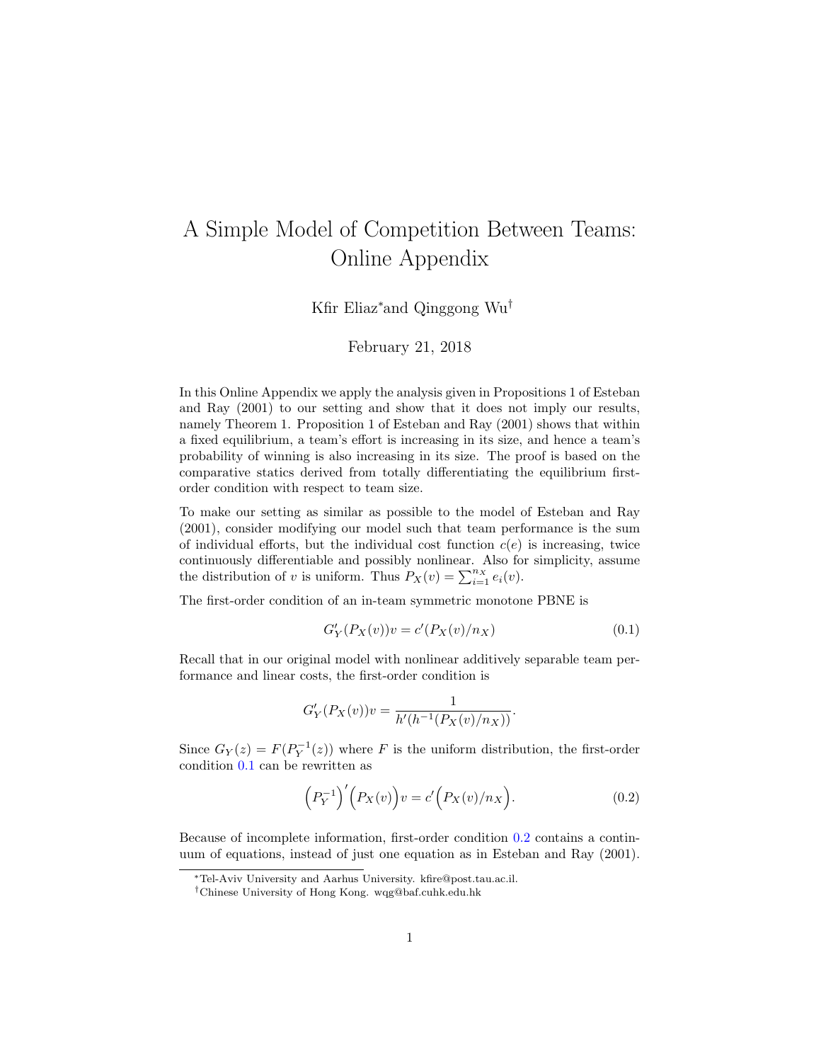# A Simple Model of Competition Between Teams: Online Appendix

Kfir Eliaz[*] and Qinggong Wu[†]

February 21, 2018

In this Online Appendix we apply the analysis given in Propositions 1 of Esteban and Ray (2001) to our setting and show that it does not imply our results, namely Theorem 1. Proposition 1 of Esteban and Ray (2001) shows that within a fixed equilibrium, a team's effort is increasing in its size, and hence a team's probability of winning is also increasing in its size. The proof is based on the comparative statics derived from totally differentiating the equilibrium first-order condition with respect to team size.

To make our setting as similar as possible to the model of Esteban and Ray (2001), consider modifying our model such that team performance is the sum of individual efforts, but the individual cost function $c(e)$ is increasing, twice continuously differentiable and possibly nonlinear. Also for simplicity, assume the distribution of $v$ is uniform. Thus $P_X(v) = \sum_{i=1}^{n_X} e_i(v)$.

The first-order condition of an in-team symmetric monotone PBNE is

$$G'_Y(P_X(v))v = c'(P_X(v)/n_X) \tag{0.1}$$

Recall that in our original model with nonlinear additively separable team performance and linear costs, the first-order condition is

$$G'_Y(P_X(v))v = \frac{1}{h'(h^{-1}(P_X(v)/n_X))}.$$

Since $G_Y(z) = F(P_Y^{-1}(z))$ where $F$ is the uniform distribution, the first-order condition 0.1 can be rewritten as

$$\left(P_Y^{-1}\right)'\Big(P_X(v)\Big)v = c'\Big(P_X(v)/n_X\Big). \tag{0.2}$$

Because of incomplete information, first-order condition 0.2 contains a continuum of equations, instead of just one equation as in Esteban and Ray (2001).

---

[*] Tel-Aviv University and Aarhus University. kfire@post.tau.ac.il.

[†] Chinese University of Hong Kong. wqg@baf.cuhk.edu.hk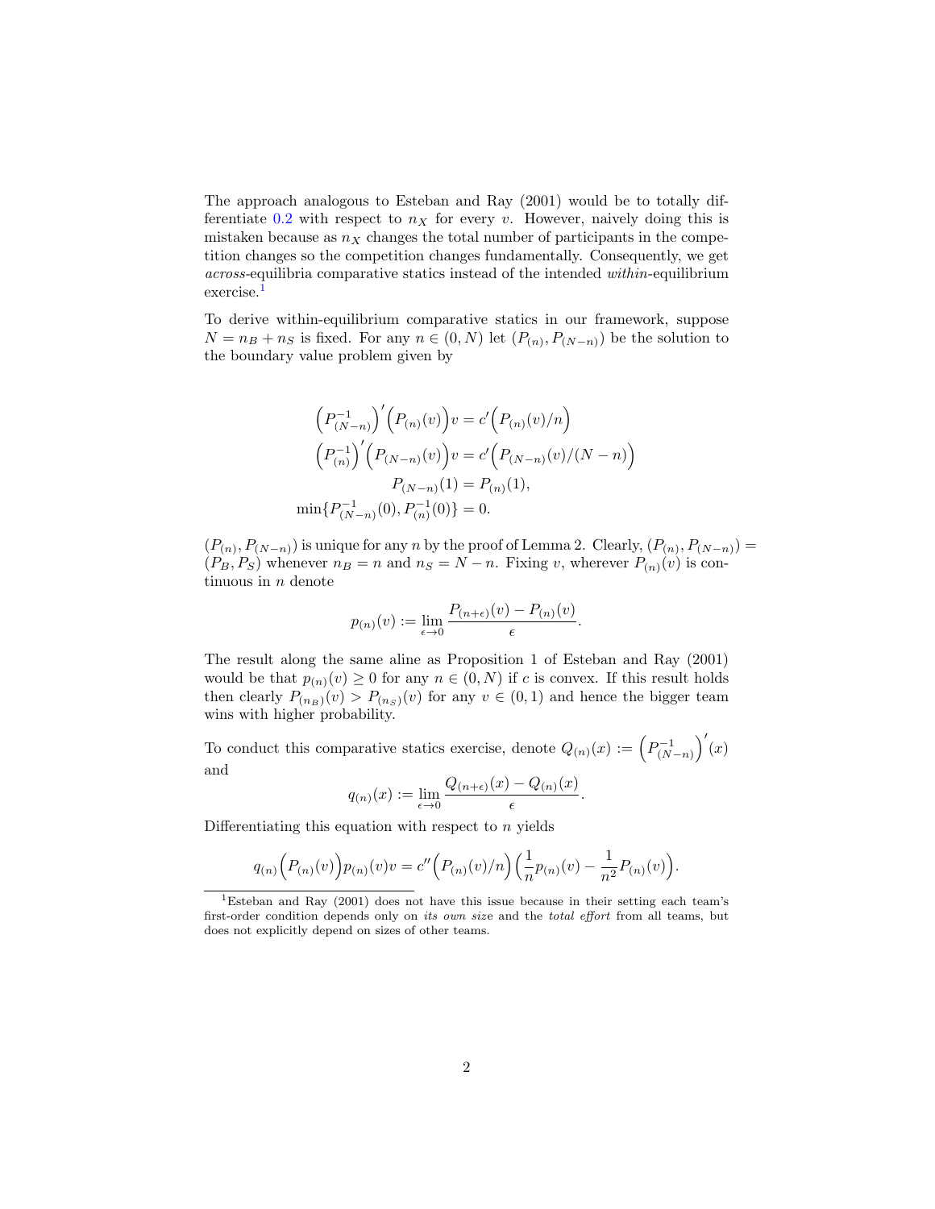The approach analogous to Esteban and Ray (2001) would be to totally differentiate 0.2 with respect to $n_X$ for every $v$. However, naively doing this is mistaken because as $n_X$ changes the total number of participants in the competition changes so the competition changes fundamentally. Consequently, we get *across*-equilibria comparative statics instead of the intended *within*-equilibrium exercise.[1]

To derive within-equilibrium comparative statics in our framework, suppose $N = n_B + n_S$ is fixed. For any $n \in (0, N)$ let $(P_{(n)}, P_{(N-n)})$ be the solution to the boundary value problem given by

$$
\begin{aligned}
\Big(P^{-1}_{(N-n)}\Big)'\Big(P_{(n)}(v)\Big)v &= c'\Big(P_{(n)}(v)/n\Big) \\
\Big(P^{-1}_{(n)}\Big)'\Big(P_{(N-n)}(v)\Big)v &= c'\Big(P_{(N-n)}(v)/(N-n)\Big) \\
P_{(N-n)}(1) &= P_{(n)}(1), \\
\min\{P^{-1}_{(N-n)}(0), P^{-1}_{(n)}(0)\} &= 0.
\end{aligned}
$$

$(P_{(n)}, P_{(N-n)})$ is unique for any $n$ by the proof of Lemma 2. Clearly, $(P_{(n)}, P_{(N-n)}) = (P_B, P_S)$ whenever $n_B = n$ and $n_S = N - n$. Fixing $v$, wherever $P_{(n)}(v)$ is continuous in $n$ denote

$$
p_{(n)}(v) := \lim_{\epsilon \to 0} \frac{P_{(n+\epsilon)}(v) - P_{(n)}(v)}{\epsilon}.
$$

The result along the same aline as Proposition 1 of Esteban and Ray (2001) would be that $p_{(n)}(v) \geq 0$ for any $n \in (0, N)$ if $c$ is convex. If this result holds then clearly $P_{(n_B)}(v) > P_{(n_S)}(v)$ for any $v \in (0,1)$ and hence the bigger team wins with higher probability.

To conduct this comparative statics exercise, denote $Q_{(n)}(x) := \Big(P^{-1}_{(N-n)}\Big)'(x)$ and

$$
q_{(n)}(x) := \lim_{\epsilon \to 0} \frac{Q_{(n+\epsilon)}(x) - Q_{(n)}(x)}{\epsilon}.
$$

Differentiating this equation with respect to $n$ yields

$$
q_{(n)}\Big(P_{(n)}(v)\Big)p_{(n)}(v)v = c''\Big(P_{(n)}(v)/n\Big)\Big(\frac{1}{n}p_{(n)}(v) - \frac{1}{n^2}P_{(n)}(v)\Big).
$$

[1] Esteban and Ray (2001) does not have this issue because in their setting each team's first-order condition depends only on *its own size* and the *total effort* from all teams, but does not explicitly depend on sizes of other teams.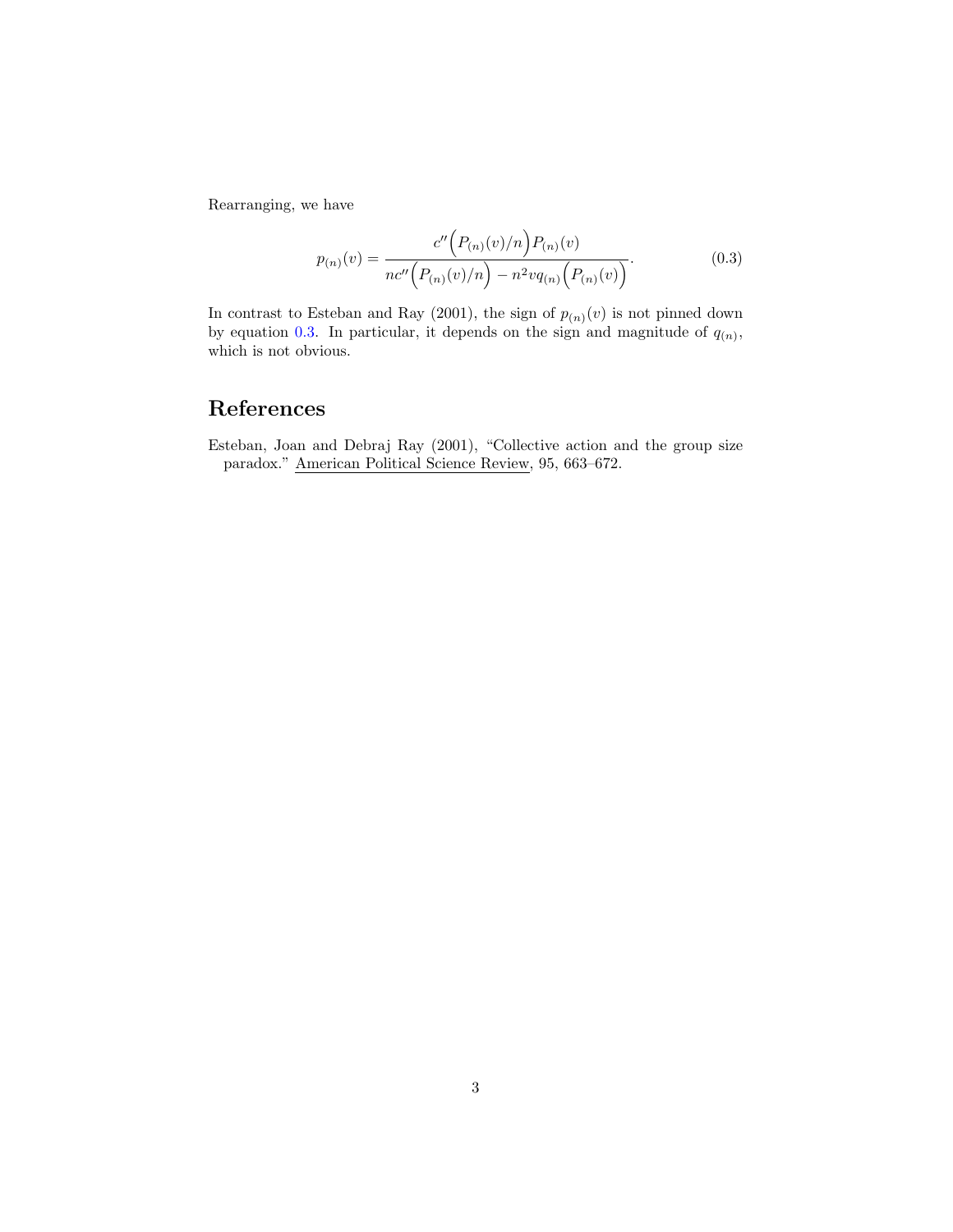Rearranging, we have

$$p_{(n)}(v) = \frac{c''\Big(P_{(n)}(v)/n\Big)P_{(n)}(v)}{nc''\Big(P_{(n)}(v)/n\Big) - n^2 v q_{(n)}\Big(P_{(n)}(v)\Big)}. \tag{0.3}$$

In contrast to Esteban and Ray (2001), the sign of $p_{(n)}(v)$ is not pinned down by equation 0.3. In particular, it depends on the sign and magnitude of $q_{(n)}$, which is not obvious.

## References

Esteban, Joan and Debraj Ray (2001), "Collective action and the group size paradox." American Political Science Review, 95, 663–672.